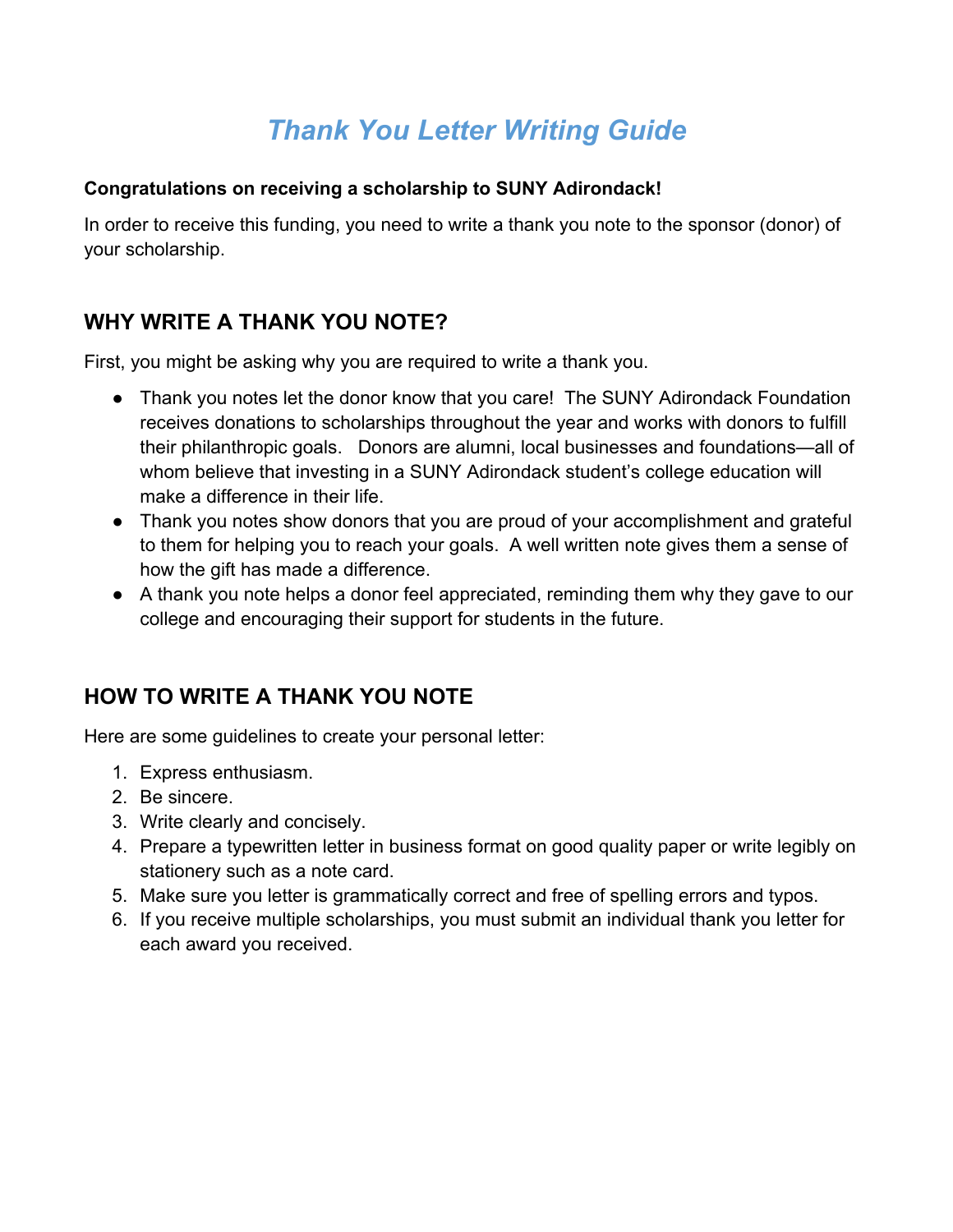# *Thank You Letter Writing Guide*

**Congratulations on receiving a scholarship to SUNY Adirondack!**

In order to receive this funding, you need to write a thank you note to the sponsor (donor) of your scholarship.

## WHY WRITE A THANK YOU NOTE?

First, you might be asking why you are required to write a thank you.

- Thank you notes let the donor know that you care! The SUNY Adirondack Foundation receives donations to scholarships throughout the year and works with donors to fulfill their philanthropic goals. Donors are alumni, local businesses and foundations—all of whom believe that investing in a SUNY Adirondack student's college education will make a difference in their life.
- Thank you notes show donors that you are proud of your accomplishment and grateful to them for helping you to reach your goals. A well written note gives them a sense of how the gift has made a difference.
- A thank you note helps a donor feel appreciated, reminding them why they gave to our college and encouraging their support for students in the future.

## HOW TO WRITE A THANK YOU NOTE

Here are some guidelines to create your personal letter:

1. Express enthusiasm.
2. Be sincere.
3. Write clearly and concisely.
4. Prepare a typewritten letter in business format on good quality paper or write legibly on stationery such as a note card.
5. Make sure you letter is grammatically correct and free of spelling errors and typos.
6. If you receive multiple scholarships, you must submit an individual thank you letter for each award you received.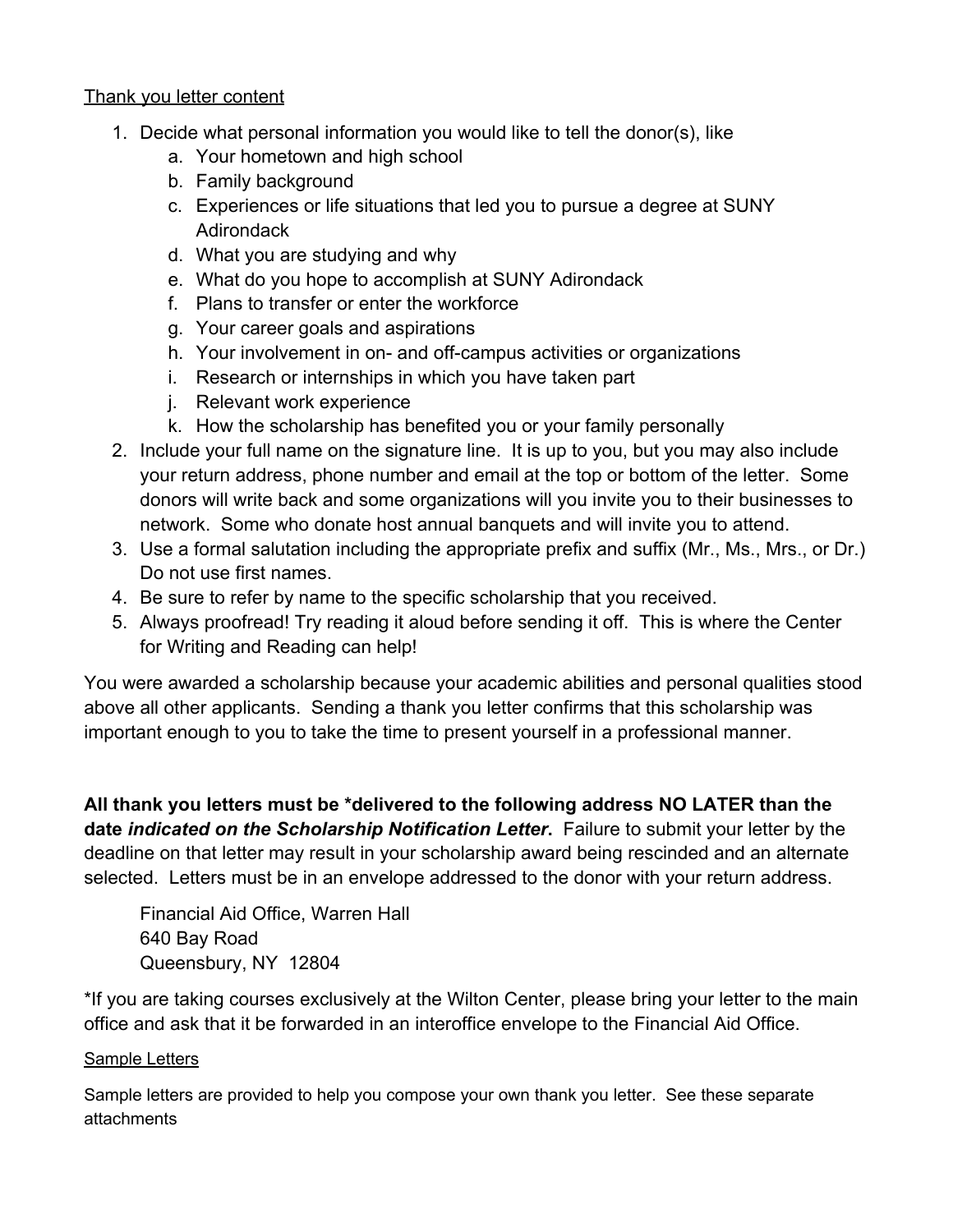Thank you letter content

1. Decide what personal information you would like to tell the donor(s), like
   a. Your hometown and high school
   b. Family background
   c. Experiences or life situations that led you to pursue a degree at SUNY Adirondack
   d. What you are studying and why
   e. What do you hope to accomplish at SUNY Adirondack
   f. Plans to transfer or enter the workforce
   g. Your career goals and aspirations
   h. Your involvement in on- and off-campus activities or organizations
   i. Research or internships in which you have taken part
   j. Relevant work experience
   k. How the scholarship has benefited you or your family personally
2. Include your full name on the signature line. It is up to you, but you may also include your return address, phone number and email at the top or bottom of the letter. Some donors will write back and some organizations will you invite you to their businesses to network. Some who donate host annual banquets and will invite you to attend.
3. Use a formal salutation including the appropriate prefix and suffix (Mr., Ms., Mrs., or Dr.) Do not use first names.
4. Be sure to refer by name to the specific scholarship that you received.
5. Always proofread! Try reading it aloud before sending it off. This is where the Center for Writing and Reading can help!

You were awarded a scholarship because your academic abilities and personal qualities stood above all other applicants. Sending a thank you letter confirms that this scholarship was important enough to you to take the time to present yourself in a professional manner.

**All thank you letters must be *delivered to the following address NO LATER than the date *indicated on the Scholarship Notification Letter*.** Failure to submit your letter by the deadline on that letter may result in your scholarship award being rescinded and an alternate selected. Letters must be in an envelope addressed to the donor with your return address.

> Financial Aid Office, Warren Hall
> 640 Bay Road
> Queensbury, NY 12804

*If you are taking courses exclusively at the Wilton Center, please bring your letter to the main office and ask that it be forwarded in an interoffice envelope to the Financial Aid Office.

Sample Letters

Sample letters are provided to help you compose your own thank you letter. See these separate attachments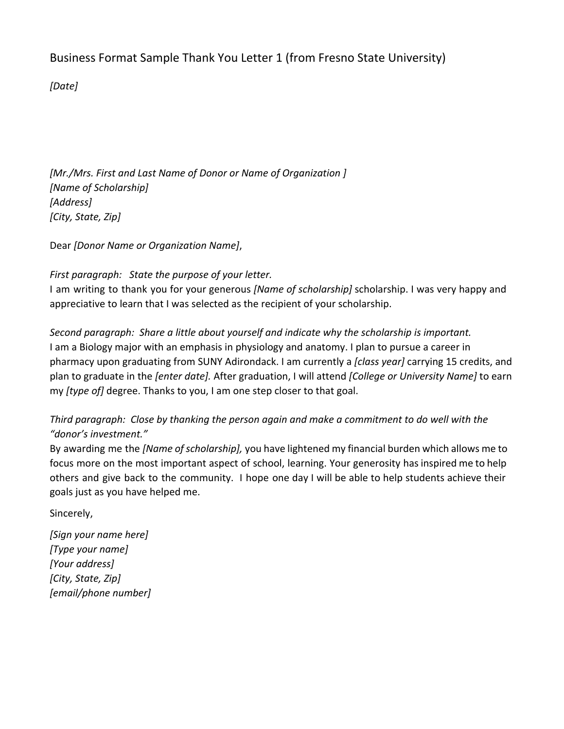Business Format Sample Thank You Letter 1 (from Fresno State University)

*[Date]*

*[Mr./Mrs. First and Last Name of Donor or Name of Organization ]*
*[Name of Scholarship]*
*[Address]*
*[City, State, Zip]*

Dear *[Donor Name or Organization Name]*,

*First paragraph: State the purpose of your letter.*
I am writing to thank you for your generous *[Name of scholarship]* scholarship. I was very happy and appreciative to learn that I was selected as the recipient of your scholarship.

*Second paragraph: Share a little about yourself and indicate why the scholarship is important.*
I am a Biology major with an emphasis in physiology and anatomy. I plan to pursue a career in pharmacy upon graduating from SUNY Adirondack. I am currently a *[class year]* carrying 15 credits, and plan to graduate in the *[enter date].* After graduation, I will attend *[College or University Name]* to earn my *[type of]* degree. Thanks to you, I am one step closer to that goal.

*Third paragraph: Close by thanking the person again and make a commitment to do well with the "donor's investment."*
By awarding me the *[Name of scholarship],* you have lightened my financial burden which allows me to focus more on the most important aspect of school, learning. Your generosity has inspired me to help others and give back to the community. I hope one day I will be able to help students achieve their goals just as you have helped me.

Sincerely,

*[Sign your name here]*
*[Type your name]*
*[Your address]*
*[City, State, Zip]*
*[email/phone number]*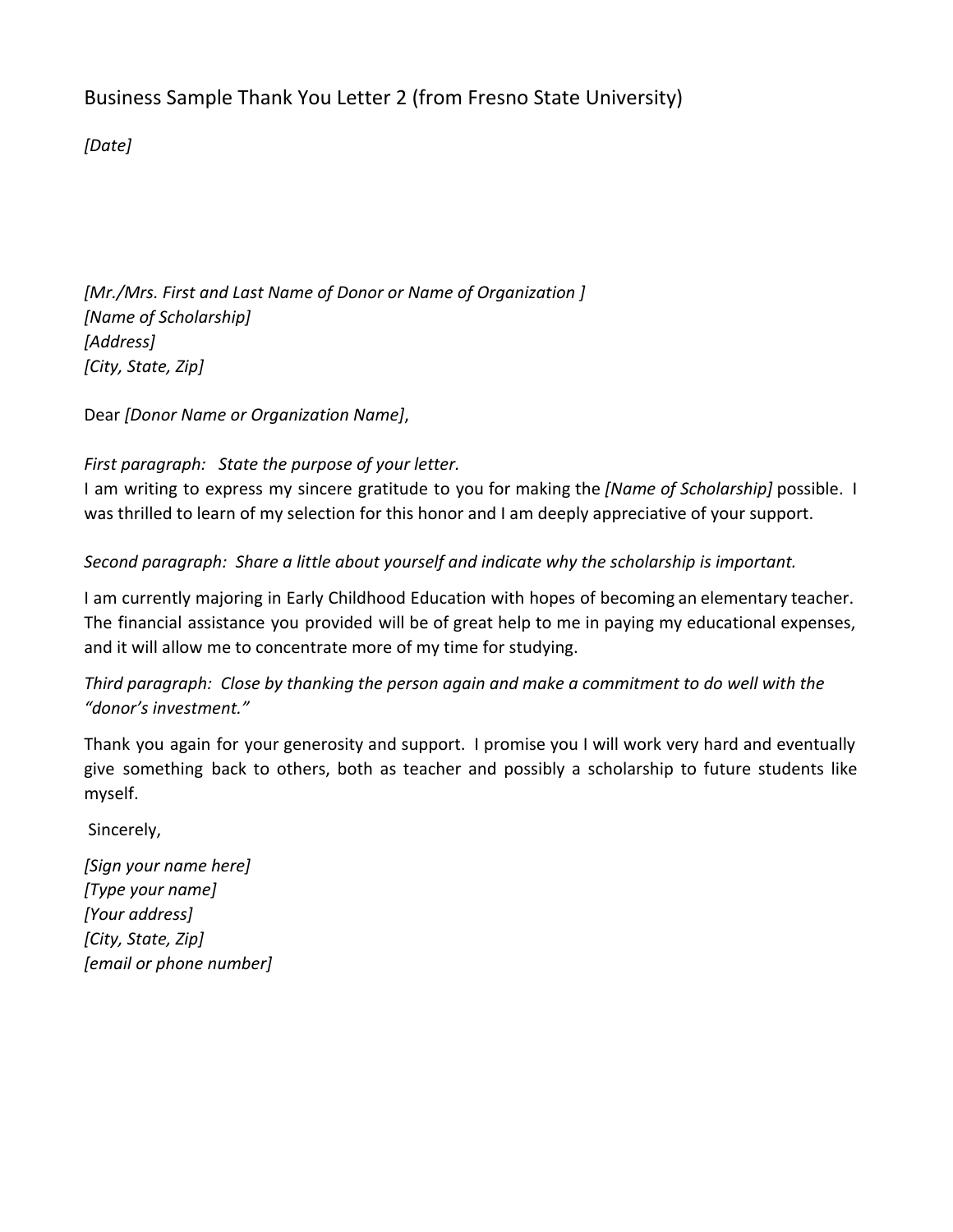Business Sample Thank You Letter 2 (from Fresno State University)

*[Date]*

*[Mr./Mrs. First and Last Name of Donor or Name of Organization ]*
*[Name of Scholarship]*
*[Address]*
*[City, State, Zip]*

Dear *[Donor Name or Organization Name]*,

*First paragraph: State the purpose of your letter.*
I am writing to express my sincere gratitude to you for making the *[Name of Scholarship]* possible. I was thrilled to learn of my selection for this honor and I am deeply appreciative of your support.

*Second paragraph: Share a little about yourself and indicate why the scholarship is important.*

I am currently majoring in Early Childhood Education with hopes of becoming an elementary teacher. The financial assistance you provided will be of great help to me in paying my educational expenses, and it will allow me to concentrate more of my time for studying.

*Third paragraph: Close by thanking the person again and make a commitment to do well with the "donor's investment."*

Thank you again for your generosity and support. I promise you I will work very hard and eventually give something back to others, both as teacher and possibly a scholarship to future students like myself.

Sincerely,

*[Sign your name here]*
*[Type your name]*
*[Your address]*
*[City, State, Zip]*
*[email or phone number]*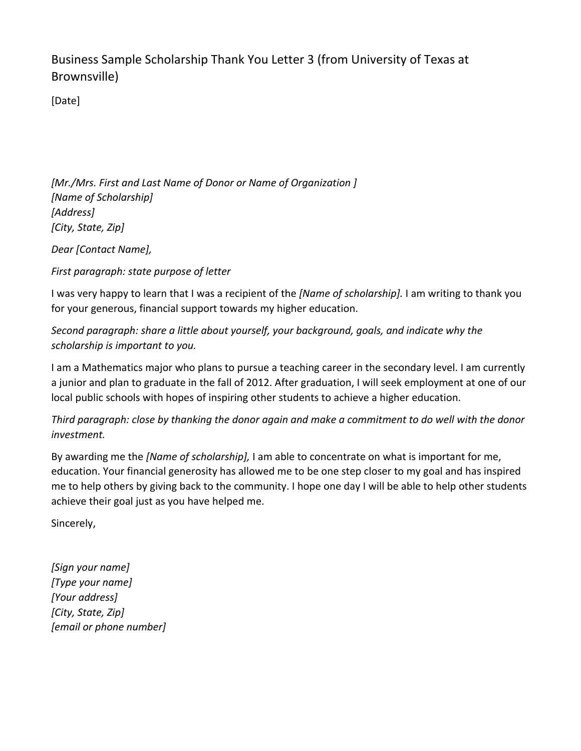Business Sample Scholarship Thank You Letter 3 (from University of Texas at Brownsville)

[Date]

*[Mr./Mrs. First and Last Name of Donor or Name of Organization ]*
*[Name of Scholarship]*
*[Address]*
*[City, State, Zip]*

*Dear [Contact Name],*

*First paragraph: state purpose of letter*

I was very happy to learn that I was a recipient of the *[Name of scholarship].* I am writing to thank you for your generous, financial support towards my higher education.

*Second paragraph: share a little about yourself, your background, goals, and indicate why the scholarship is important to you.*

I am a Mathematics major who plans to pursue a teaching career in the secondary level. I am currently a junior and plan to graduate in the fall of 2012. After graduation, I will seek employment at one of our local public schools with hopes of inspiring other students to achieve a higher education.

*Third paragraph: close by thanking the donor again and make a commitment to do well with the donor investment.*

By awarding me the *[Name of scholarship],* I am able to concentrate on what is important for me, education. Your financial generosity has allowed me to be one step closer to my goal and has inspired me to help others by giving back to the community. I hope one day I will be able to help other students achieve their goal just as you have helped me.

Sincerely,

*[Sign your name]*
*[Type your name]*
*[Your address]*
*[City, State, Zip]*
*[email or phone number]*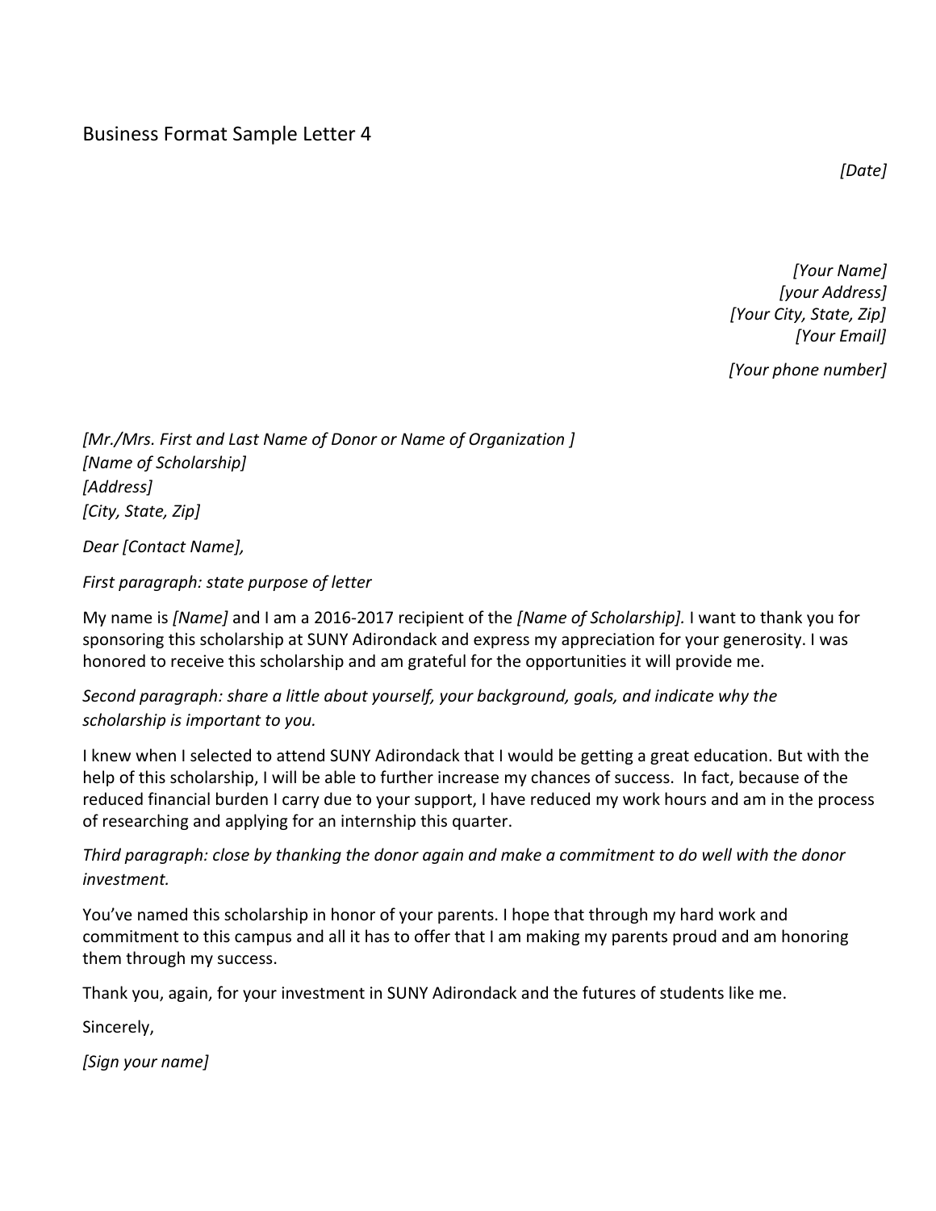# Business Format Sample Letter 4

*[Date]*

*[Your Name]*
*[your Address]*
*[Your City, State, Zip]*
*[Your Email]*

*[Your phone number]*

*[Mr./Mrs. First and Last Name of Donor or Name of Organization ]*
*[Name of Scholarship]*
*[Address]*
*[City, State, Zip]*

*Dear [Contact Name],*

*First paragraph: state purpose of letter*

My name is *[Name]* and I am a 2016-2017 recipient of the *[Name of Scholarship].* I want to thank you for sponsoring this scholarship at SUNY Adirondack and express my appreciation for your generosity. I was honored to receive this scholarship and am grateful for the opportunities it will provide me.

*Second paragraph: share a little about yourself, your background, goals, and indicate why the scholarship is important to you.*

I knew when I selected to attend SUNY Adirondack that I would be getting a great education. But with the help of this scholarship, I will be able to further increase my chances of success. In fact, because of the reduced financial burden I carry due to your support, I have reduced my work hours and am in the process of researching and applying for an internship this quarter.

*Third paragraph: close by thanking the donor again and make a commitment to do well with the donor investment.*

You've named this scholarship in honor of your parents. I hope that through my hard work and commitment to this campus and all it has to offer that I am making my parents proud and am honoring them through my success.

Thank you, again, for your investment in SUNY Adirondack and the futures of students like me.

Sincerely,

*[Sign your name]*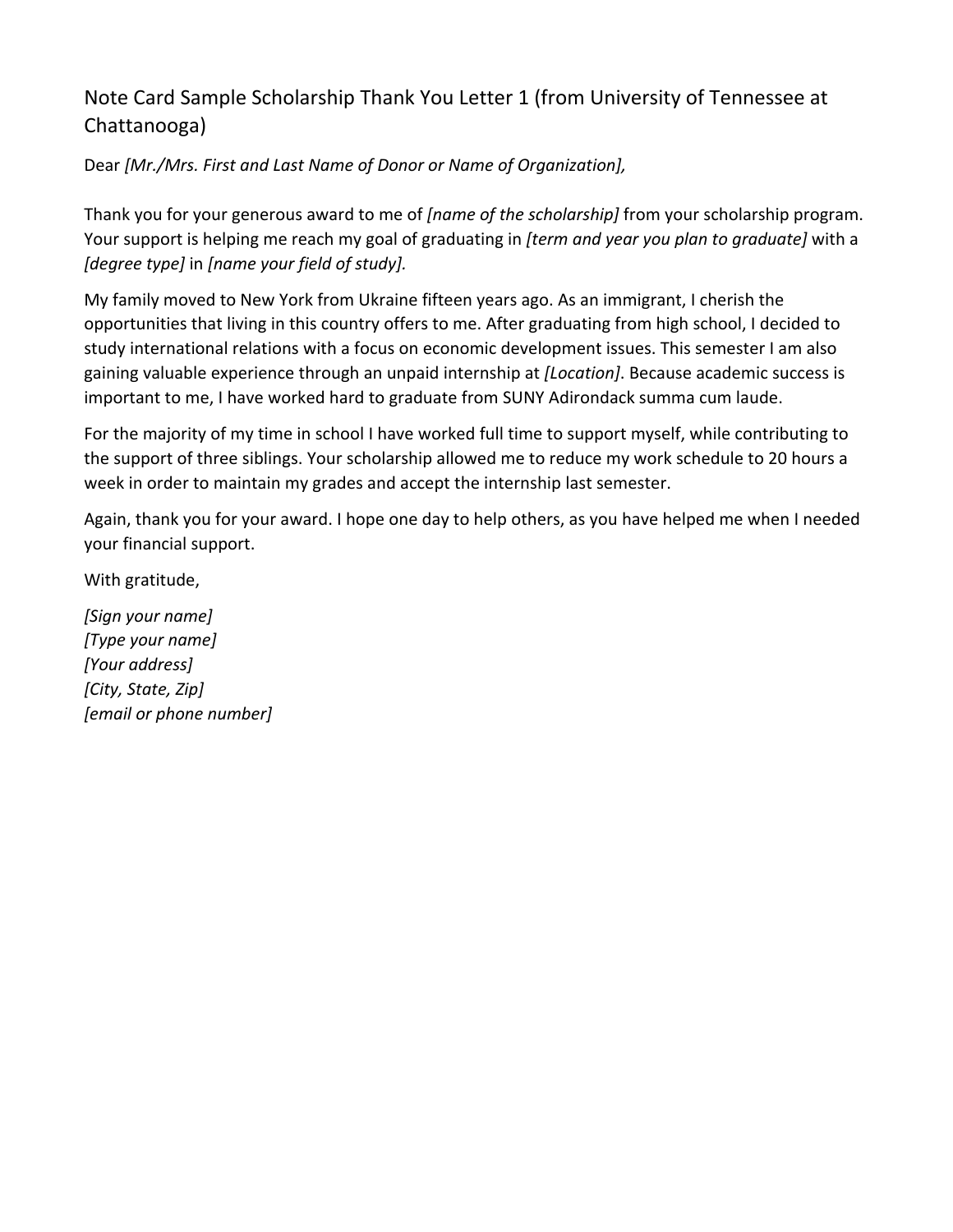## Note Card Sample Scholarship Thank You Letter 1 (from University of Tennessee at Chattanooga)

Dear *[Mr./Mrs. First and Last Name of Donor or Name of Organization],*

Thank you for your generous award to me of *[name of the scholarship]* from your scholarship program. Your support is helping me reach my goal of graduating in *[term and year you plan to graduate]* with a *[degree type]* in *[name your field of study].*

My family moved to New York from Ukraine fifteen years ago. As an immigrant, I cherish the opportunities that living in this country offers to me. After graduating from high school, I decided to study international relations with a focus on economic development issues. This semester I am also gaining valuable experience through an unpaid internship at *[Location]*. Because academic success is important to me, I have worked hard to graduate from SUNY Adirondack summa cum laude.

For the majority of my time in school I have worked full time to support myself, while contributing to the support of three siblings. Your scholarship allowed me to reduce my work schedule to 20 hours a week in order to maintain my grades and accept the internship last semester.

Again, thank you for your award. I hope one day to help others, as you have helped me when I needed your financial support.

With gratitude,

*[Sign your name]*
*[Type your name]*
*[Your address]*
*[City, State, Zip]*
*[email or phone number]*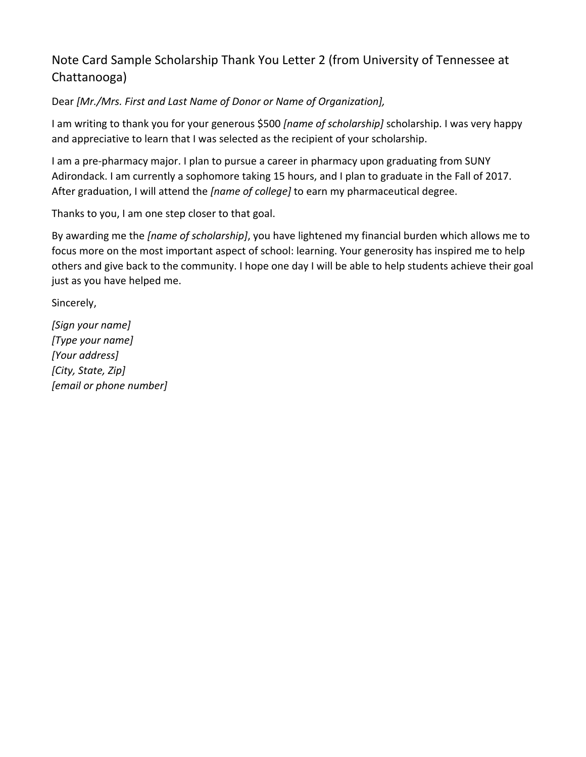## Note Card Sample Scholarship Thank You Letter 2 (from University of Tennessee at Chattanooga)

Dear *[Mr./Mrs. First and Last Name of Donor or Name of Organization],*

I am writing to thank you for your generous $500 *[name of scholarship]* scholarship. I was very happy and appreciative to learn that I was selected as the recipient of your scholarship.

I am a pre-pharmacy major. I plan to pursue a career in pharmacy upon graduating from SUNY Adirondack. I am currently a sophomore taking 15 hours, and I plan to graduate in the Fall of 2017. After graduation, I will attend the *[name of college]* to earn my pharmaceutical degree.

Thanks to you, I am one step closer to that goal.

By awarding me the *[name of scholarship]*, you have lightened my financial burden which allows me to focus more on the most important aspect of school: learning. Your generosity has inspired me to help others and give back to the community. I hope one day I will be able to help students achieve their goal just as you have helped me.

Sincerely,

*[Sign your name]*  
*[Type your name]*  
*[Your address]*  
*[City, State, Zip]*  
*[email or phone number]*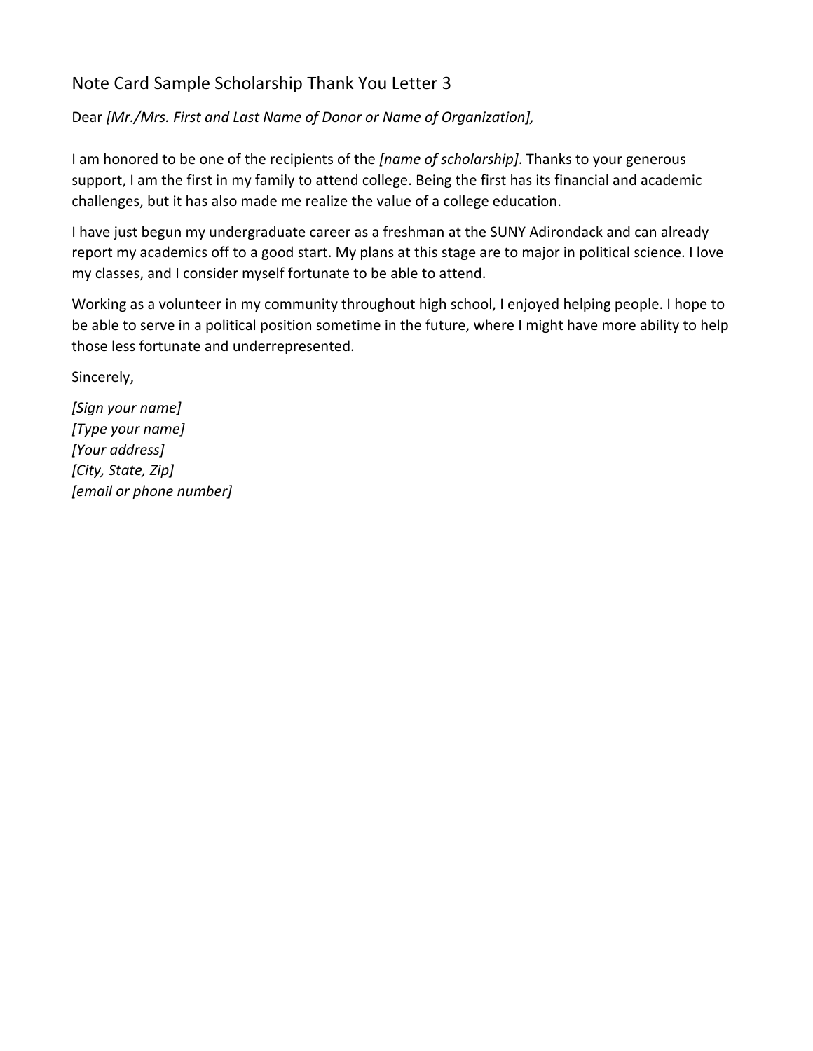## Note Card Sample Scholarship Thank You Letter 3

Dear *[Mr./Mrs. First and Last Name of Donor or Name of Organization],*

I am honored to be one of the recipients of the *[name of scholarship]*. Thanks to your generous support, I am the first in my family to attend college. Being the first has its financial and academic challenges, but it has also made me realize the value of a college education.

I have just begun my undergraduate career as a freshman at the SUNY Adirondack and can already report my academics off to a good start. My plans at this stage are to major in political science. I love my classes, and I consider myself fortunate to be able to attend.

Working as a volunteer in my community throughout high school, I enjoyed helping people. I hope to be able to serve in a political position sometime in the future, where I might have more ability to help those less fortunate and underrepresented.

Sincerely,

*[Sign your name]*
*[Type your name]*
*[Your address]*
*[City, State, Zip]*
*[email or phone number]*